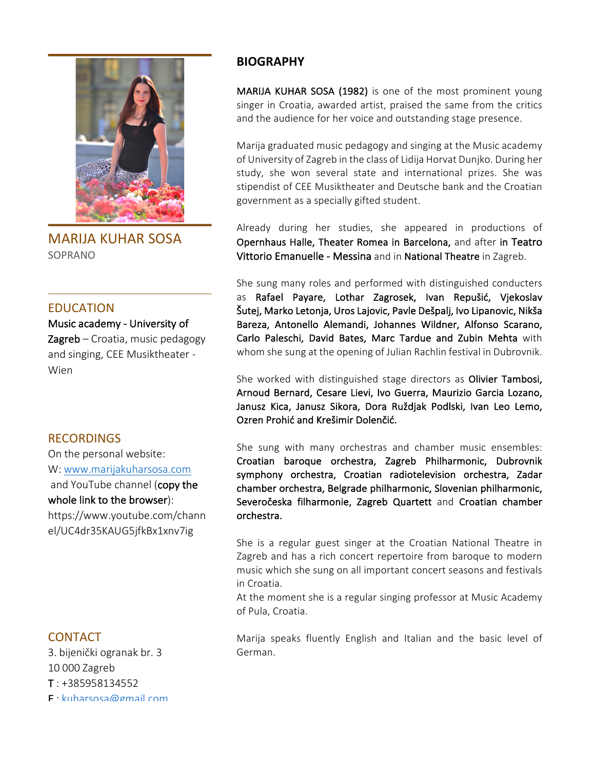## MARIJA KUHAR SOSA

SOPRANO

### EDUCATION

**Music academy - University of Zagreb** – Croatia, music pedagogy and singing, CEE Musiktheater - Wien

### RECORDINGS

On the personal website:
W: www.marijakuharsosa.com
and YouTube channel (**copy the whole link to the browser**):
https://www.youtube.com/channel/UC4dr35KAUG5jfkBx1xnv7ig

### CONTACT

3. bijenički ogranak br. 3
10 000 Zagreb
**T** : +385958134552
**E** : kuharsosa@gmail.com

## BIOGRAPHY

**MARIJA KUHAR SOSA (1982)** is one of the most prominent young singer in Croatia, awarded artist, praised the same from the critics and the audience for her voice and outstanding stage presence.

Marija graduated music pedagogy and singing at the Music academy of University of Zagreb in the class of Lidija Horvat Dunjko. During her study, she won several state and international prizes. She was stipendist of CEE Musiktheater and Deutsche bank and the Croatian government as a specially gifted student.

Already during her studies, she appeared in productions of **Opernhaus Halle, Theater Romea in Barcelona,** and after **in Teatro Vittorio Emanuelle - Messina** and in **National Theatre** in Zagreb.

She sung many roles and performed with distinguished conducters as **Rafael Payare, Lothar Zagrosek, Ivan Repušić, Vjekoslav Šutej, Marko Letonja, Uros Lajovic, Pavle Dešpalj, Ivo Lipanovic, Nikša Bareza, Antonello Alemandi, Johannes Wildner, Alfonso Scarano, Carlo Paleschi, David Bates, Marc Tardue and Zubin Mehta** with whom she sung at the opening of Julian Rachlin festival in Dubrovnik.

She worked with distinguished stage directors as **Olivier Tambosi, Arnoud Bernard, Cesare Lievi, Ivo Guerra, Maurizio Garcia Lozano, Janusz Kica, Janusz Sikora, Dora Ruždjak Podlski, Ivan Leo Lemo, Ozren Prohić and Krešimir Dolenčić.**

She sung with many orchestras and chamber music ensembles: **Croatian baroque orchestra, Zagreb Philharmonic, Dubrovnik symphony orchestra, Croatian radiotelevision orchestra, Zadar chamber orchestra, Belgrade philharmonic, Slovenian philharmonic, Severočeska filharmonie, Zagreb Quartett** and **Croatian chamber orchestra.**

She is a regular guest singer at the Croatian National Theatre in Zagreb and has a rich concert repertoire from baroque to modern music which she sung on all important concert seasons and festivals in Croatia.
At the moment she is a regular singing professor at Music Academy of Pula, Croatia.

Marija speaks fluently English and Italian and the basic level of German.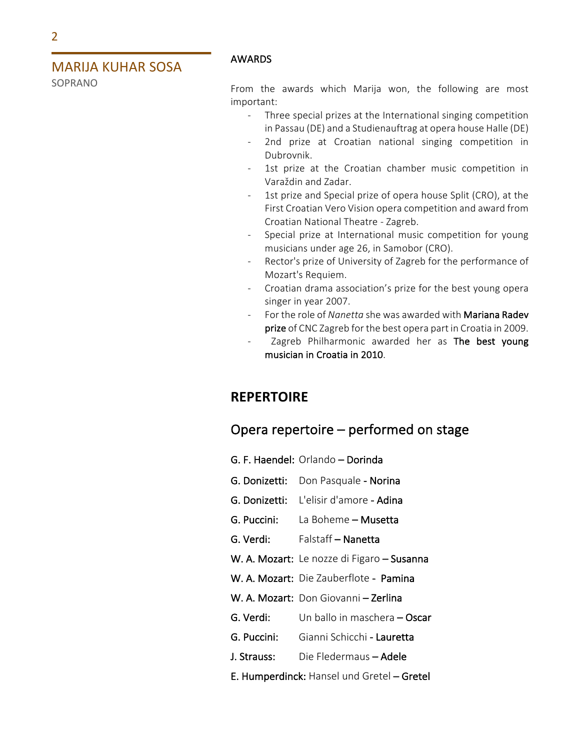MARIJA KUHAR SOSA
SOPRANO

AWARDS

From the awards which Marija won, the following are most important:

- Three special prizes at the International singing competition in Passau (DE) and a Studienauftrag at opera house Halle (DE)
- 2nd prize at Croatian national singing competition in Dubrovnik.
- 1st prize at the Croatian chamber music competition in Varaždin and Zadar.
- 1st prize and Special prize of opera house Split (CRO), at the First Croatian Vero Vision opera competition and award from Croatian National Theatre - Zagreb.
- Special prize at International music competition for young musicians under age 26, in Samobor (CRO).
- Rector's prize of University of Zagreb for the performance of Mozart's Requiem.
- Croatian drama association's prize for the best young opera singer in year 2007.
- For the role of *Nanetta* she was awarded with **Mariana Radev prize** of CNC Zagreb for the best opera part in Croatia in 2009.
- Zagreb Philharmonic awarded her as **The best young musician in Croatia in 2010**.

## REPERTOIRE

### Opera repertoire – performed on stage

**G. F. Haendel:** Orlando – **Dorinda**

**G. Donizetti:** Don Pasquale - **Norina**

**G. Donizetti:** L'elisir d'amore - **Adina**

**G. Puccini:** La Boheme – **Musetta**

**G. Verdi:** Falstaff – **Nanetta**

**W. A. Mozart:** Le nozze di Figaro – **Susanna**

**W. A. Mozart:** Die Zauberflote - **Pamina**

**W. A. Mozart:** Don Giovanni – **Zerlina**

**G. Verdi:** Un ballo in maschera – **Oscar**

**G. Puccini:** Gianni Schicchi - **Lauretta**

**J. Strauss:** Die Fledermaus – **Adele**

**E. Humperdinck:** Hansel und Gretel – **Gretel**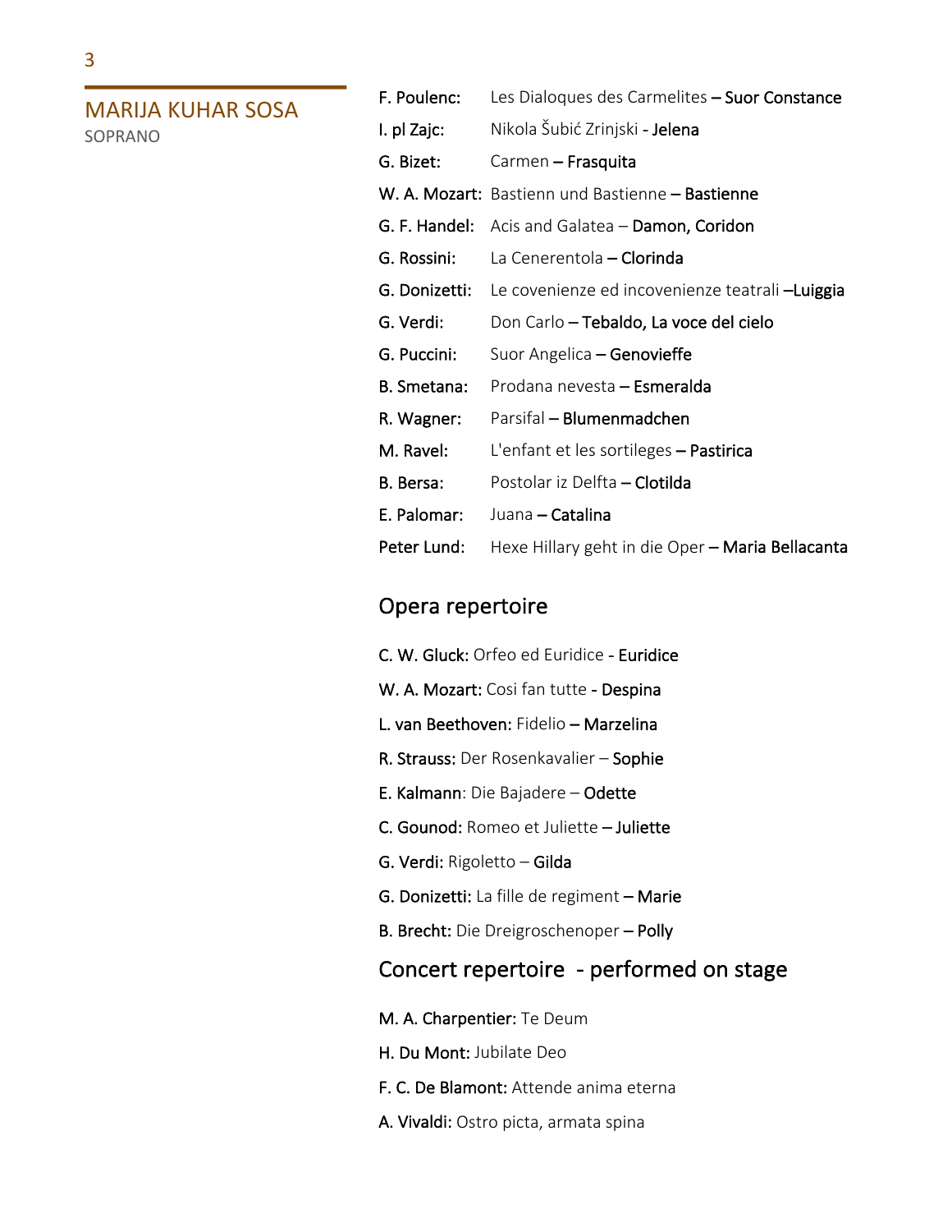MARIJA KUHAR SOSA
SOPRANO

F. Poulenc: Les Dialoques des Carmelites – **Suor Constance**

I. pl Zajc: Nikola Šubić Zrinjski - **Jelena**

G. Bizet: Carmen – **Frasquita**

W. A. Mozart: Bastienn und Bastienne – **Bastienne**

G. F. Handel: Acis and Galatea – **Damon, Coridon**

G. Rossini: La Cenerentola – **Clorinda**

G. Donizetti: Le covenienze ed incovenienze teatrali –**Luiggia**

G. Verdi: Don Carlo – **Tebaldo, La voce del cielo**

G. Puccini: Suor Angelica – **Genovieffe**

B. Smetana: Prodana nevesta – **Esmeralda**

R. Wagner: Parsifal – **Blumenmadchen**

M. Ravel: L'enfant et les sortileges – **Pastirica**

B. Bersa: Postolar iz Delfta – **Clotilda**

E. Palomar: Juana – **Catalina**

Peter Lund: Hexe Hillary geht in die Oper – **Maria Bellacanta**

## Opera repertoire

**C. W. Gluck:** Orfeo ed Euridice - **Euridice**

**W. A. Mozart:** Cosi fan tutte - **Despina**

**L. van Beethoven:** Fidelio – **Marzelina**

**R. Strauss:** Der Rosenkavalier – **Sophie**

**E. Kalmann**: Die Bajadere – **Odette**

**C. Gounod:** Romeo et Juliette – **Juliette**

**G. Verdi:** Rigoletto – **Gilda**

**G. Donizetti:** La fille de regiment – **Marie**

**B. Brecht:** Die Dreigroschenoper – **Polly**

## Concert repertoire - performed on stage

**M. A. Charpentier:** Te Deum

**H. Du Mont:** Jubilate Deo

**F. C. De Blamont:** Attende anima eterna

**A. Vivaldi:** Ostro picta, armata spina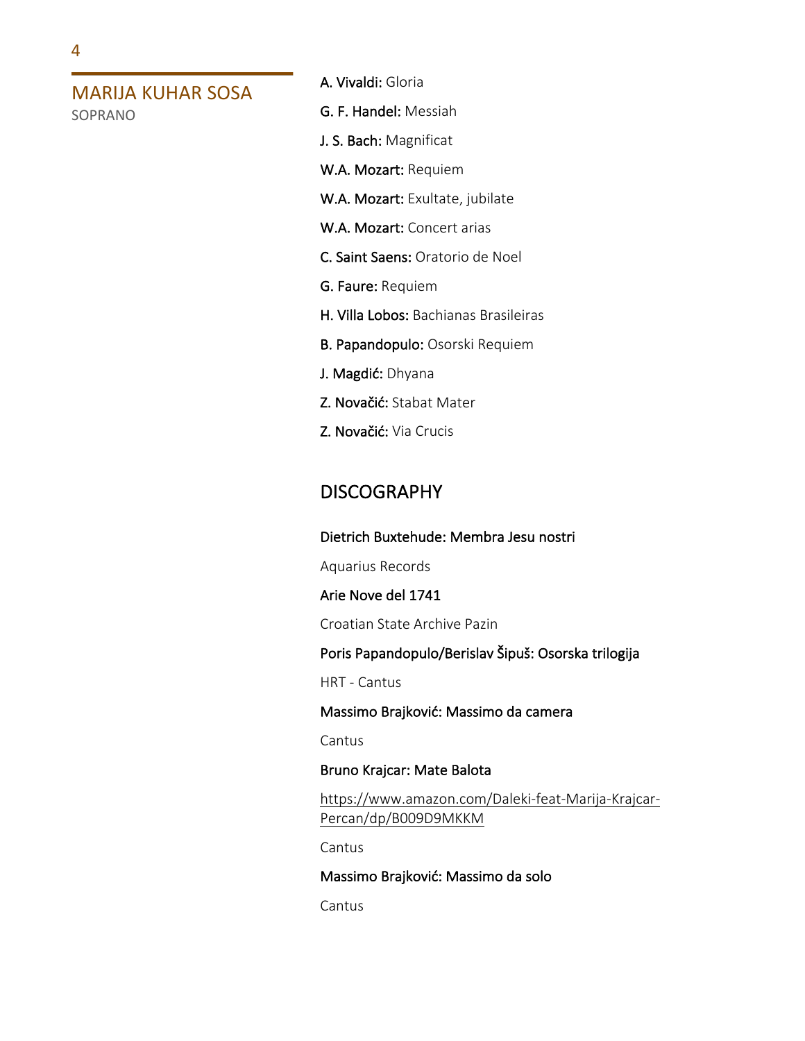MARIJA KUHAR SOSA
SOPRANO

**A. Vivaldi:** Gloria

**G. F. Handel:** Messiah

**J. S. Bach:** Magnificat

**W.A. Mozart:** Requiem

**W.A. Mozart:** Exultate, jubilate

**W.A. Mozart:** Concert arias

**C. Saint Saens:** Oratorio de Noel

**G. Faure:** Requiem

**H. Villa Lobos:** Bachianas Brasileiras

**B. Papandopulo:** Osorski Requiem

**J. Magdić:** Dhyana

**Z. Novačić:** Stabat Mater

**Z. Novačić:** Via Crucis

## DISCOGRAPHY

**Dietrich Buxtehude: Membra Jesu nostri**

Aquarius Records

**Arie Nove del 1741**

Croatian State Archive Pazin

**Poris Papandopulo/Berislav Šipuš: Osorska trilogija**

HRT - Cantus

**Massimo Brajković: Massimo da camera**

Cantus

**Bruno Krajcar: Mate Balota**

https://www.amazon.com/Daleki-feat-Marija-Krajcar-Percan/dp/B009D9MKKM

Cantus

**Massimo Brajković: Massimo da solo**

Cantus